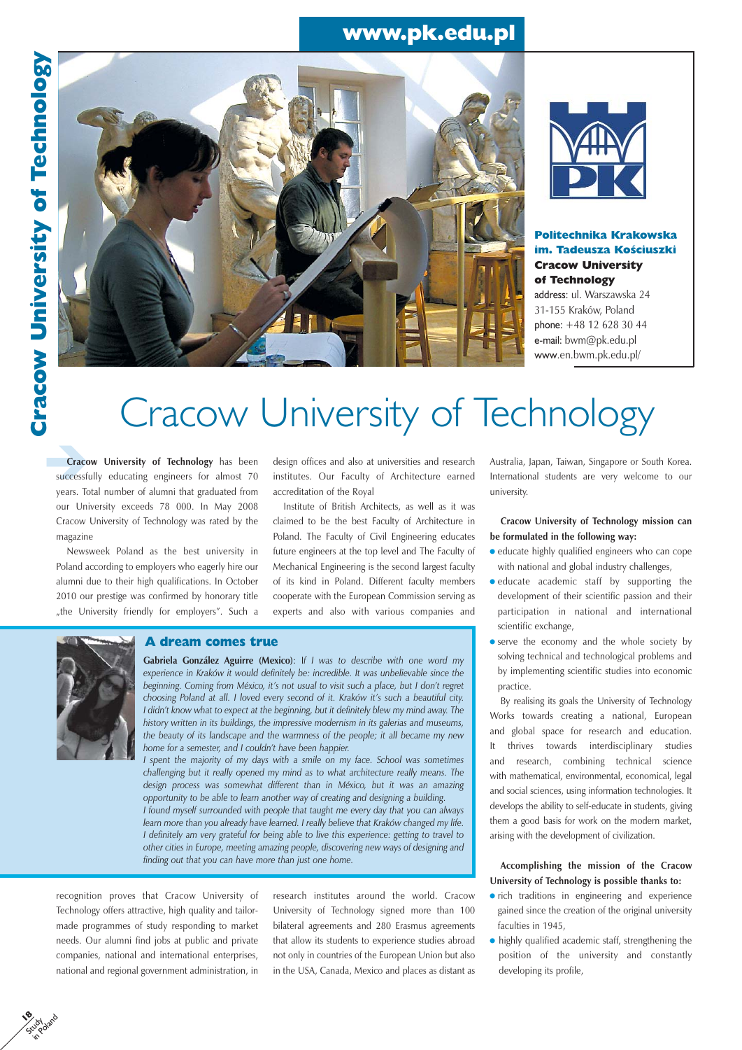**Politechnika Krakowska im. Tadeusza Kościuszki**
**Cracow University of Technology**
address: ul. Warszawska 24
31-155 Kraków, Poland
phone: +48 12 628 30 44
e-mail: bwm@pk.edu.pl
www.en.bwm.pk.edu.pl/

# Cracow University of Technology

**Cracow University of Technology** has been successfully educating engineers for almost 70 years. Total number of alumni that graduated from our University exceeds 78 000. In May 2008 Cracow University of Technology was rated by the magazine

Newsweek Poland as the best university in Poland according to employers who eagerly hire our alumni due to their high qualifications. In October 2010 our prestige was confirmed by honorary title „the University friendly for employers". Such a recognition proves that Cracow University of Technology offers attractive, high quality and tailor-made programmes of study responding to market needs. Our alumni find jobs at public and private companies, national and international enterprises, national and regional government administration, in design offices and also at universities and research institutes. Our Faculty of Architecture earned accreditation of the Royal

Institute of British Architects, as well as it was claimed to be the best Faculty of Architecture in Poland. The Faculty of Civil Engineering educates future engineers at the top level and The Faculty of Mechanical Engineering is the second largest faculty of its kind in Poland. Different faculty members cooperate with the European Commission serving as experts and also with various companies and research institutes around the world. Cracow University of Technology signed more than 100 bilateral agreements and 280 Erasmus agreements that allow its students to experience studies abroad not only in countries of the European Union but also in the USA, Canada, Mexico and places as distant as Australia, Japan, Taiwan, Singapore or South Korea. International students are very welcome to our university.

## A dream comes true

**Gabriela González Aguirre (Mexico)**: *If I was to describe with one word my experience in Kraków it would definitely be: incredible. It was unbelievable since the beginning. Coming from México, it's not usual to visit such a place, but I don't regret choosing Poland at all. I loved every second of it. Kraków it's such a beautiful city. I didn't know what to expect at the beginning, but it definitely blew my mind away. The history written in its buildings, the impressive modernism in its galerias and museums, the beauty of its landscape and the warmness of the people; it all became my new home for a semester, and I couldn't have been happier.*

*I spent the majority of my days with a smile on my face. School was sometimes challenging but it really opened my mind as to what architecture really means. The design process was somewhat different than in México, but it was an amazing opportunity to be able to learn another way of creating and designing a building.*

*I found myself surrounded with people that taught me every day that you can always learn more than you already have learned. I really believe that Kraków changed my life. I definitely am very grateful for being able to live this experience: getting to travel to other cities in Europe, meeting amazing people, discovering new ways of designing and finding out that you can have more than just one home.*

**Cracow University of Technology mission can be formulated in the following way:**

- educate highly qualified engineers who can cope with national and global industry challenges,
- educate academic staff by supporting the development of their scientific passion and their participation in national and international scientific exchange,
- serve the economy and the whole society by solving technical and technological problems and by implementing scientific studies into economic practice.

By realising its goals the University of Technology Works towards creating a national, European and global space for research and education. It thrives towards interdisciplinary studies and research, combining technical science with mathematical, environmental, economical, legal and social sciences, using information technologies. It develops the ability to self-educate in students, giving them a good basis for work on the modern market, arising with the development of civilization.

**Accomplishing the mission of the Cracow University of Technology is possible thanks to:**

- rich traditions in engineering and experience gained since the creation of the original university faculties in 1945,
- highly qualified academic staff, strengthening the position of the university and constantly developing its profile,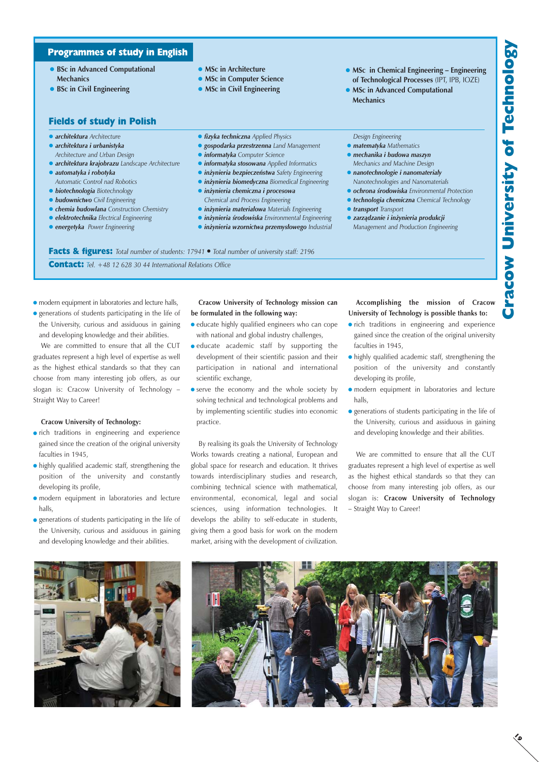# Cracow University of Technology

## Programmes of study in English

- **BSc in Advanced Computational Mechanics**
- **BSc in Civil Engineering**
- **MSc in Architecture**
- **MSc in Computer Science**
- **MSc in Civil Engineering**
- **MSc in Chemical Engineering – Engineering of Technological Processes** (IPT, IPB, IOZE)
- **MSc in Advanced Computational Mechanics**

## Fields of study in Polish

- ***architektura*** *Architecture*
- ***architektura i urbanistyka*** *Architecture and Urban Design*
- ***architektura krajobrazu*** *Landscape Architecture*
- ***automatyka i robotyka*** *Automatic Control nad Robotics*
- ***biotechnologia*** *Biotechnology*
- ***budownictwo*** *Civil Engineering*
- ***chemia budowlana*** *Construction Chemistry*
- ***elektrotechnika*** *Electrical Engineering*
- ***energetyka*** *Power Engineering*
- ***fizyka techniczna*** *Applied Physics*
- ***gospodarka przestrzenna*** *Land Management*
- ***informatyka*** *Computer Science*
- ***informatyka stosowana*** *Applied Informatics*
- ***inżynieria bezpieczeństwa*** *Safety Engineering*
- ***inżynieria biomedyczna*** *Biomedical Engineering*
- ***inżynieria chemiczna i procesowa*** *Chemical and Process Engineering*
- ***inżynieria materiałowa*** *Materials Engineering*
- ***inżynieria środowiska*** *Environmental Engineering*
- ***inżynieria wzornictwa przemysłowego*** *Industrial Design Engineering*
- ***matematyka*** *Mathematics*
- ***mechanika i budowa maszyn*** *Mechanics and Machine Design*
- ***nanotechnologie i nanomateriały*** *Nanotechnologies and Nanomaterials*
- ***ochrona środowiska*** *Environmental Protection*
- ***technologia chemiczna*** *Chemical Technology*
- ***transport*** *Transport*
- ***zarządzanie i inżynieria produkcji*** *Management and Production Engineering*

**Facts & figures:** *Total number of students: 17941* • *Total number of university staff: 2196*

**Contact:** *Tel. +48 12 628 30 44 International Relations Office*

- modern equipment in laboratories and lecture halls,
- generations of students participating in the life of the University, curious and assiduous in gaining and developing knowledge and their abilities.

We are committed to ensure that all the CUT graduates represent a high level of expertise as well as the highest ethical standards so that they can choose from many interesting job offers, as our slogan is: Cracow University of Technology – Straight Way to Career!

**Cracow University of Technology:**

- rich traditions in engineering and experience gained since the creation of the original university faculties in 1945,
- highly qualified academic staff, strengthening the position of the university and constantly developing its profile,
- modern equipment in laboratories and lecture halls,
- generations of students participating in the life of the University, curious and assiduous in gaining and developing knowledge and their abilities.

**Cracow University of Technology mission can be formulated in the following way:**

- educate highly qualified engineers who can cope with national and global industry challenges,
- educate academic staff by supporting the development of their scientific passion and their participation in national and international scientific exchange,
- serve the economy and the whole society by solving technical and technological problems and by implementing scientific studies into economic practice.

By realising its goals the University of Technology Works towards creating a national, European and global space for research and education. It thrives towards interdisciplinary studies and research, combining technical science with mathematical, environmental, economical, legal and social sciences, using information technologies. It develops the ability to self-educate in students, giving them a good basis for work on the modern market, arising with the development of civilization.

**Accomplishing the mission of Cracow University of Technology is possible thanks to:**

- rich traditions in engineering and experience gained since the creation of the original university faculties in 1945,
- highly qualified academic staff, strengthening the position of the university and constantly developing its profile,
- modern equipment in laboratories and lecture halls,
- generations of students participating in the life of the University, curious and assiduous in gaining and developing knowledge and their abilities.

We are committed to ensure that all the CUT graduates represent a high level of expertise as well as the highest ethical standards so that they can choose from many interesting job offers, as our slogan is: **Cracow University of Technology** – Straight Way to Career!